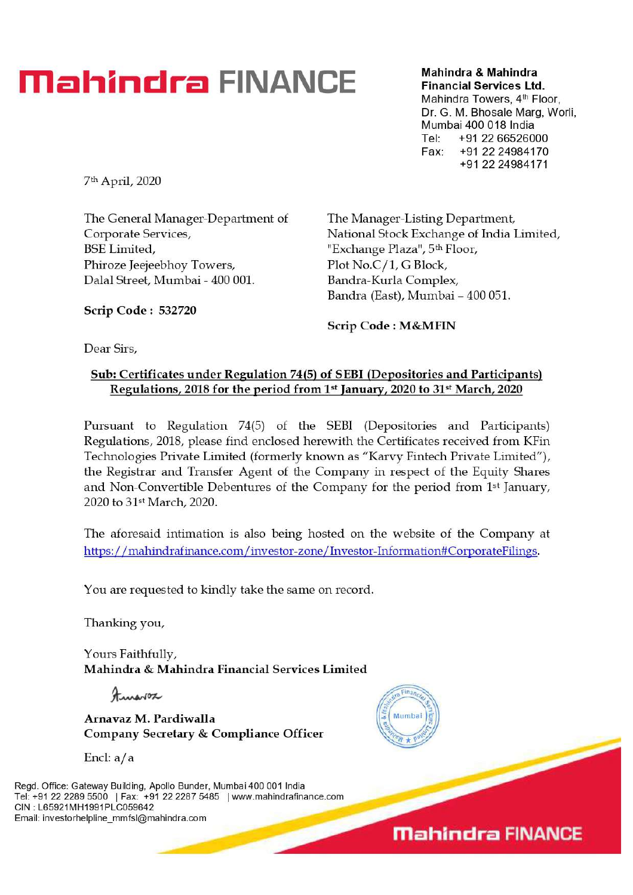# Mahindra FINANCE

**Mahindra & Mahindra Financial Services Ltd.**
Mahindra Towers, 4th Floor,
Dr. G. M. Bhosale Marg, Worli,
Mumbai 400 018 India
Tel: +91 22 66526000
Fax: +91 22 24984170
+91 22 24984171

7th April, 2020

The General Manager-Department of Corporate Services,
BSE Limited,
Phiroze Jeejeebhoy Towers,
Dalal Street, Mumbai - 400 001.

**Scrip Code : 532720**

The Manager-Listing Department,
National Stock Exchange of India Limited,
"Exchange Plaza", 5th Floor,
Plot No.C/1, G Block,
Bandra-Kurla Complex,
Bandra (East), Mumbai – 400 051.

**Scrip Code : M&MFIN**

Dear Sirs,

**Sub: Certificates under Regulation 74(5) of SEBI (Depositories and Participants) Regulations, 2018 for the period from 1st January, 2020 to 31st March, 2020**

Pursuant to Regulation 74(5) of the SEBI (Depositories and Participants) Regulations, 2018, please find enclosed herewith the Certificates received from KFin Technologies Private Limited (formerly known as "Karvy Fintech Private Limited"), the Registrar and Transfer Agent of the Company in respect of the Equity Shares and Non-Convertible Debentures of the Company for the period from 1st January, 2020 to 31st March, 2020.

The aforesaid intimation is also being hosted on the website of the Company at https://mahindrafinance.com/investor-zone/Investor-Information#CorporateFilings.

You are requested to kindly take the same on record.

Thanking you,

Yours Faithfully,
**Mahindra & Mahindra Financial Services Limited**

**Arnavaz M. Pardiwalla**
**Company Secretary & Compliance Officer**

Encl: a/a

Regd. Office: Gateway Building, Apollo Bunder, Mumbai 400 001 India
Tel: +91 22 2289 5500 | Fax: +91 22 2287 5485 | www.mahindrafinance.com
CIN : L65921MH1991PLC059642
Email: investorhelpline_mmfsl@mahindra.com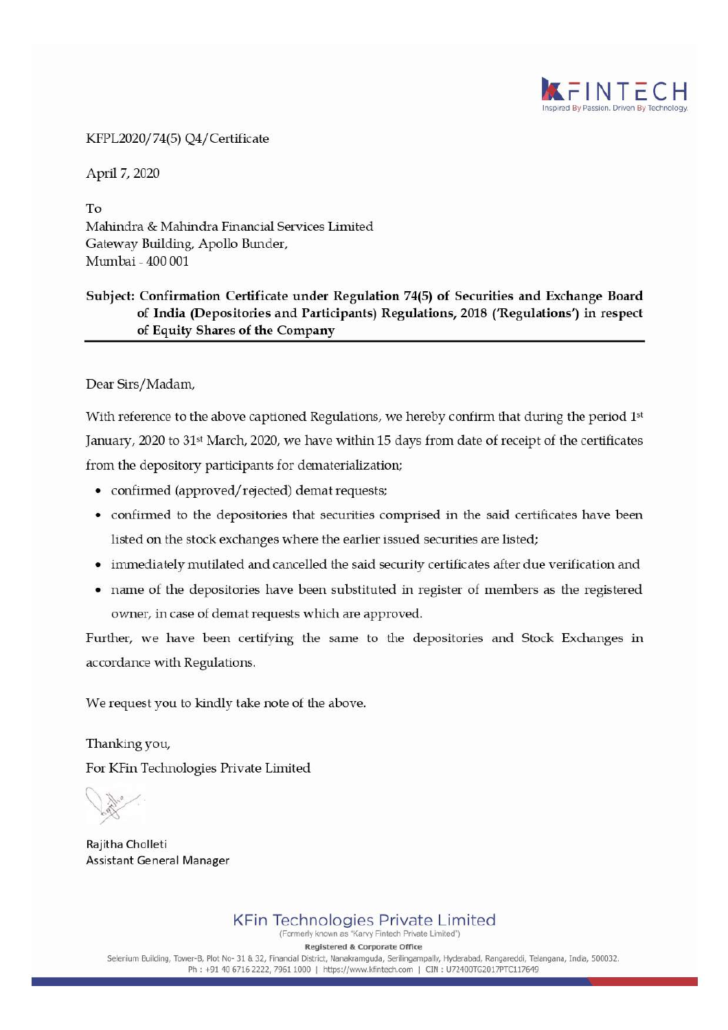KFPL2020/74(5) Q4/Certificate

April 7, 2020

To
Mahindra & Mahindra Financial Services Limited
Gateway Building, Apollo Bunder,
Mumbai - 400 001

**Subject: Confirmation Certificate under Regulation 74(5) of Securities and Exchange Board of India (Depositories and Participants) Regulations, 2018 ('Regulations') in respect of Equity Shares of the Company**

Dear Sirs/Madam,

With reference to the above captioned Regulations, we hereby confirm that during the period 1st January, 2020 to 31st March, 2020, we have within 15 days from date of receipt of the certificates from the depository participants for dematerialization;

- confirmed (approved/rejected) demat requests;
- confirmed to the depositories that securities comprised in the said certificates have been listed on the stock exchanges where the earlier issued securities are listed;
- immediately mutilated and cancelled the said security certificates after due verification and
- name of the depositories have been substituted in register of members as the registered owner, in case of demat requests which are approved.

Further, we have been certifying the same to the depositories and Stock Exchanges in accordance with Regulations.

We request you to kindly take note of the above.

Thanking you,
For KFin Technologies Private Limited

Rajitha Cholleti
Assistant General Manager

**KFin Technologies Private Limited**
(Formerly known as "Karvy Fintech Private Limited")
**Registered & Corporate Office**
Selenium Building, Tower-B, Plot No- 31 & 32, Financial District, Nanakramguda, Serilingampally, Hyderabad, Rangareddi, Telangana, India, 500032.
Ph : +91 40 6716 2222, 7961 1000 | https://www.kfintech.com | CIN : U72400TG2017PTC117649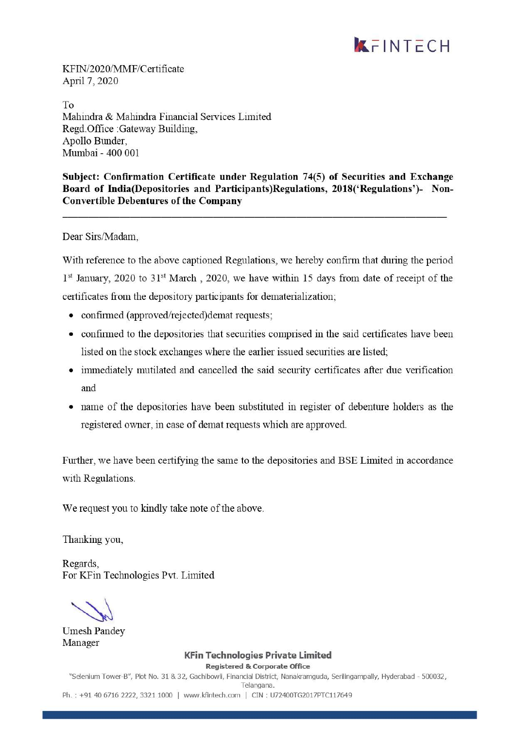KFINTECH

KFIN/2020/MMF/Certificate
April 7, 2020

To
Mahindra & Mahindra Financial Services Limited
Regd.Office :Gateway Building,
Apollo Bunder,
Mumbai - 400 001

**Subject: Confirmation Certificate under Regulation 74(5) of Securities and Exchange Board of India(Depositories and Participants)Regulations, 2018('Regulations')- Non-Convertible Debentures of the Company**

---

Dear Sirs/Madam,

With reference to the above captioned Regulations, we hereby confirm that during the period 1st January, 2020 to 31st March , 2020, we have within 15 days from date of receipt of the certificates from the depository participants for dematerialization;

- confirmed (approved/rejected)demat requests;
- confirmed to the depositories that securities comprised in the said certificates have been listed on the stock exchanges where the earlier issued securities are listed;
- immediately mutilated and cancelled the said security certificates after due verification and
- name of the depositories have been substituted in register of debenture holders as the registered owner, in case of demat requests which are approved.

Further, we have been certifying the same to the depositories and BSE Limited in accordance with Regulations.

We request you to kindly take note of the above.

Thanking you,

Regards,
For KFin Technologies Pvt. Limited

Umesh Pandey
Manager

**KFin Technologies Private Limited**
**Registered & Corporate Office**
"Selenium Tower-B", Plot No. 31 & 32, Gachibowli, Financial District, Nanakramguda, Serilingampally, Hyderabad - 500032, Telangana.
Ph. : +91 40 6716 2222, 3321 1000 | www.kfintech.com | CIN : U72400TG2017PTC117649